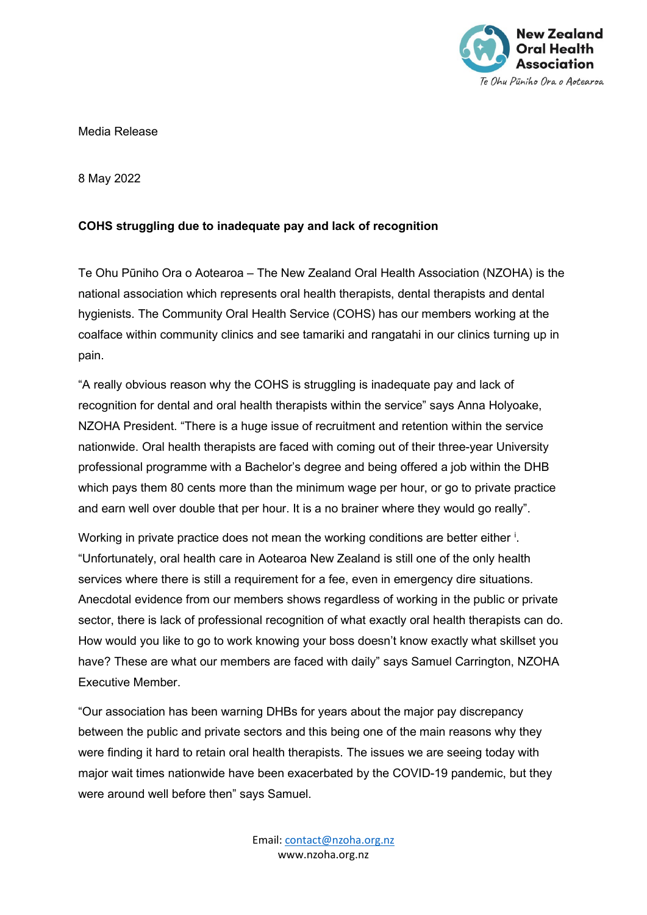New Zealand Oral Health Association

Te Ohu Pūniho Ora o Aotearoa

Media Release

8 May 2022

**COHS struggling due to inadequate pay and lack of recognition**

Te Ohu Pūniho Ora o Aotearoa – The New Zealand Oral Health Association (NZOHA) is the national association which represents oral health therapists, dental therapists and dental hygienists. The Community Oral Health Service (COHS) has our members working at the coalface within community clinics and see tamariki and rangatahi in our clinics turning up in pain.

"A really obvious reason why the COHS is struggling is inadequate pay and lack of recognition for dental and oral health therapists within the service" says Anna Holyoake, NZOHA President. "There is a huge issue of recruitment and retention within the service nationwide. Oral health therapists are faced with coming out of their three-year University professional programme with a Bachelor's degree and being offered a job within the DHB which pays them 80 cents more than the minimum wage per hour, or go to private practice and earn well over double that per hour. It is a no brainer where they would go really".

Working in private practice does not mean the working conditions are better either [i]. "Unfortunately, oral health care in Aotearoa New Zealand is still one of the only health services where there is still a requirement for a fee, even in emergency dire situations. Anecdotal evidence from our members shows regardless of working in the public or private sector, there is lack of professional recognition of what exactly oral health therapists can do. How would you like to go to work knowing your boss doesn't know exactly what skillset you have? These are what our members are faced with daily" says Samuel Carrington, NZOHA Executive Member.

"Our association has been warning DHBs for years about the major pay discrepancy between the public and private sectors and this being one of the main reasons why they were finding it hard to retain oral health therapists. The issues we are seeing today with major wait times nationwide have been exacerbated by the COVID-19 pandemic, but they were around well before then" says Samuel.

Email: contact@nzoha.org.nz
www.nzoha.org.nz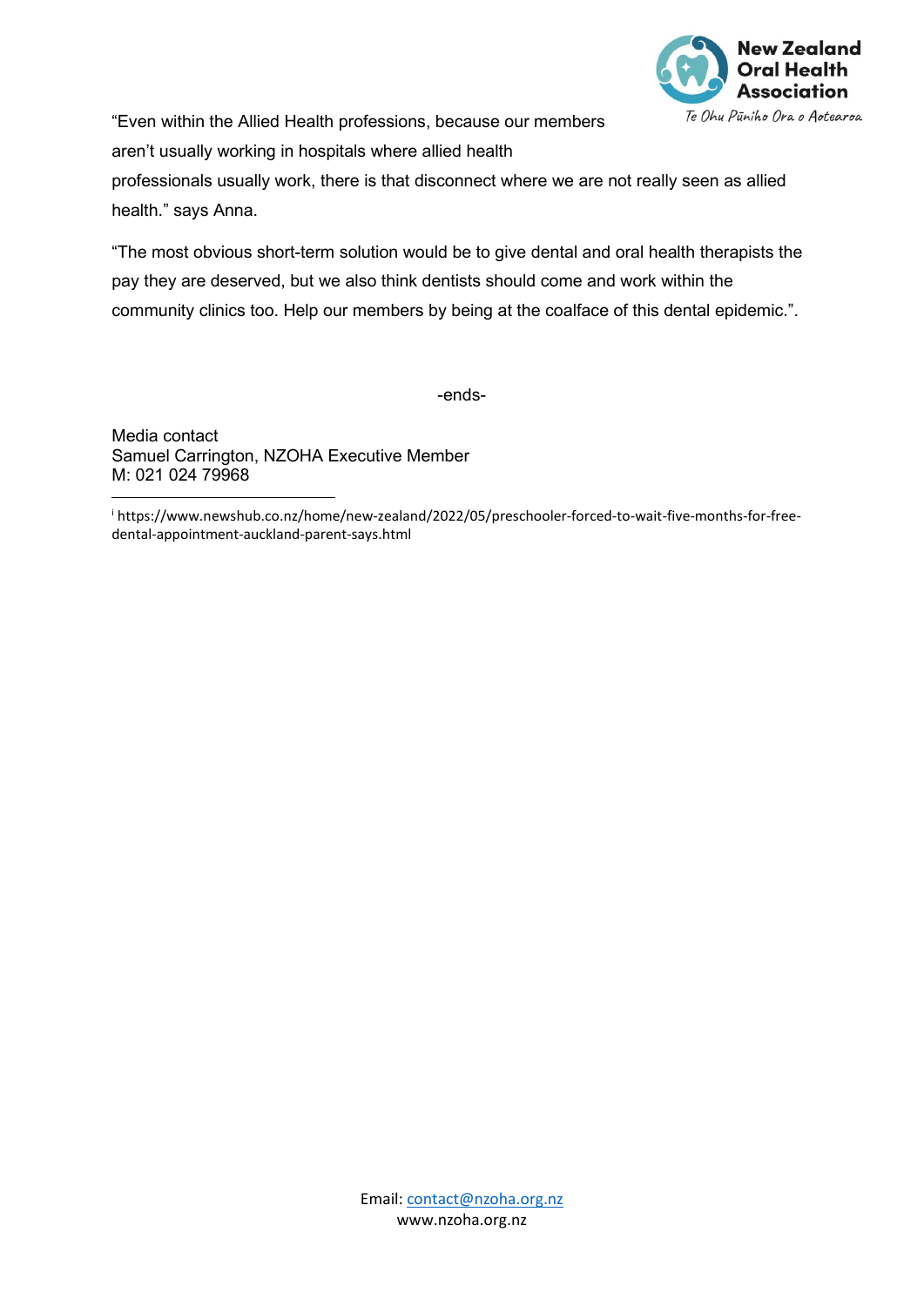"Even within the Allied Health professions, because our members aren't usually working in hospitals where allied health professionals usually work, there is that disconnect where we are not really seen as allied health." says Anna.

"The most obvious short-term solution would be to give dental and oral health therapists the pay they are deserved, but we also think dentists should come and work within the community clinics too. Help our members by being at the coalface of this dental epidemic.".

-ends-

Media contact
Samuel Carrington, NZOHA Executive Member
M: 021 024 79968

---

[i] https://www.newshub.co.nz/home/new-zealand/2022/05/preschooler-forced-to-wait-five-months-for-free-dental-appointment-auckland-parent-says.html